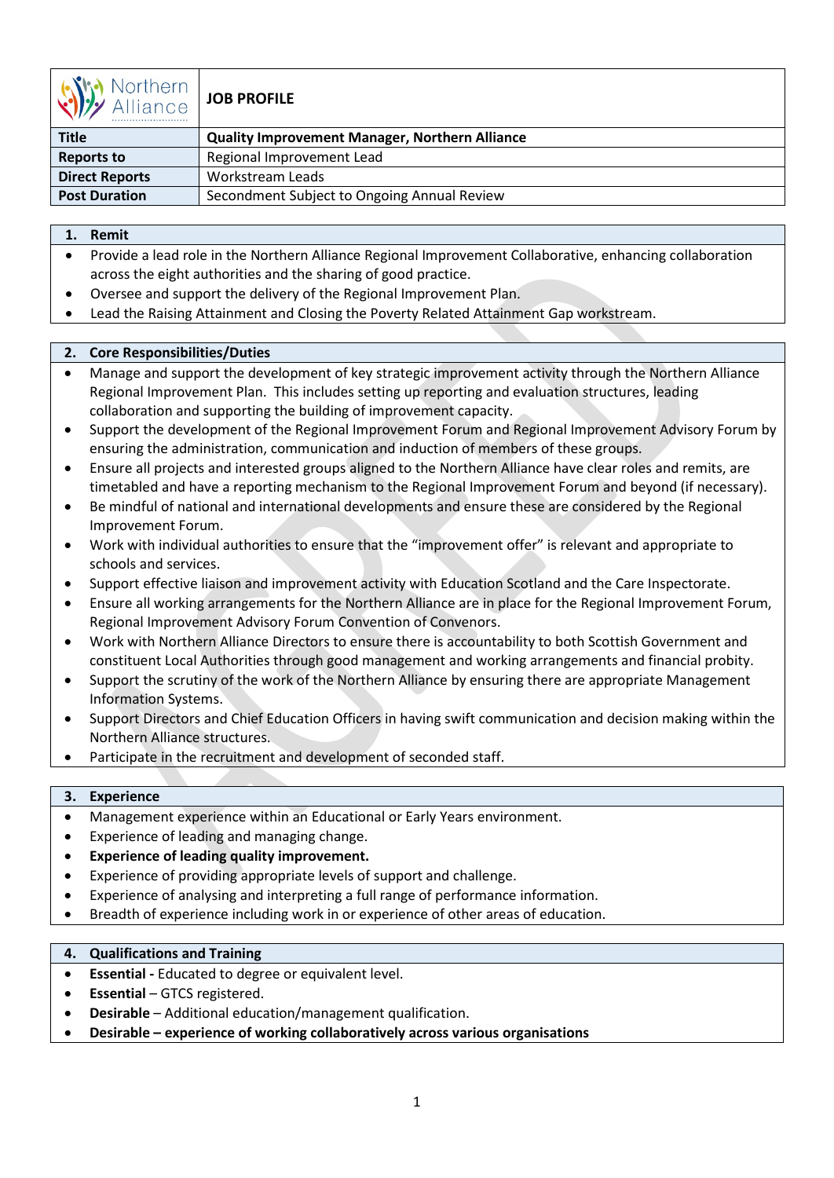| Northern Alliance | **JOB PROFILE** |
|---|---|
| **Title** | **Quality Improvement Manager, Northern Alliance** |
| **Reports to** | Regional Improvement Lead |
| **Direct Reports** | Workstream Leads |
| **Post Duration** | Secondment Subject to Ongoing Annual Review |

## 1. Remit

- Provide a lead role in the Northern Alliance Regional Improvement Collaborative, enhancing collaboration across the eight authorities and the sharing of good practice.
- Oversee and support the delivery of the Regional Improvement Plan.
- Lead the Raising Attainment and Closing the Poverty Related Attainment Gap workstream.

## 2. Core Responsibilities/Duties

- Manage and support the development of key strategic improvement activity through the Northern Alliance Regional Improvement Plan. This includes setting up reporting and evaluation structures, leading collaboration and supporting the building of improvement capacity.
- Support the development of the Regional Improvement Forum and Regional Improvement Advisory Forum by ensuring the administration, communication and induction of members of these groups.
- Ensure all projects and interested groups aligned to the Northern Alliance have clear roles and remits, are timetabled and have a reporting mechanism to the Regional Improvement Forum and beyond (if necessary).
- Be mindful of national and international developments and ensure these are considered by the Regional Improvement Forum.
- Work with individual authorities to ensure that the "improvement offer" is relevant and appropriate to schools and services.
- Support effective liaison and improvement activity with Education Scotland and the Care Inspectorate.
- Ensure all working arrangements for the Northern Alliance are in place for the Regional Improvement Forum, Regional Improvement Advisory Forum Convention of Convenors.
- Work with Northern Alliance Directors to ensure there is accountability to both Scottish Government and constituent Local Authorities through good management and working arrangements and financial probity.
- Support the scrutiny of the work of the Northern Alliance by ensuring there are appropriate Management Information Systems.
- Support Directors and Chief Education Officers in having swift communication and decision making within the Northern Alliance structures.
- Participate in the recruitment and development of seconded staff.

## 3. Experience

- Management experience within an Educational or Early Years environment.
- Experience of leading and managing change.
- **Experience of leading quality improvement.**
- Experience of providing appropriate levels of support and challenge.
- Experience of analysing and interpreting a full range of performance information.
- Breadth of experience including work in or experience of other areas of education.

## 4. Qualifications and Training

- **Essential -** Educated to degree or equivalent level.
- **Essential** – GTCS registered.
- **Desirable** – Additional education/management qualification.
- **Desirable – experience of working collaboratively across various organisations**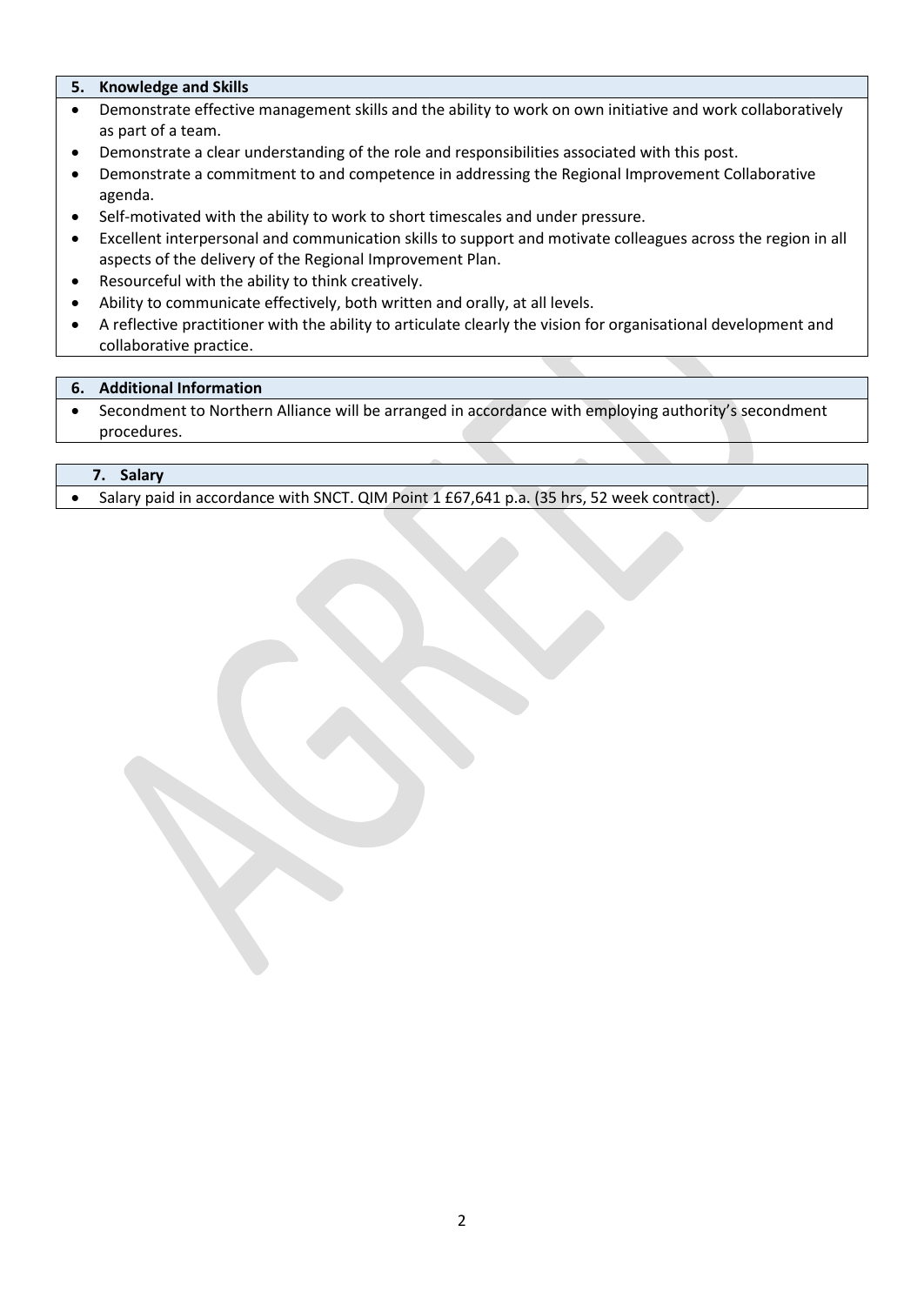## 5. Knowledge and Skills

- Demonstrate effective management skills and the ability to work on own initiative and work collaboratively as part of a team.
- Demonstrate a clear understanding of the role and responsibilities associated with this post.
- Demonstrate a commitment to and competence in addressing the Regional Improvement Collaborative agenda.
- Self-motivated with the ability to work to short timescales and under pressure.
- Excellent interpersonal and communication skills to support and motivate colleagues across the region in all aspects of the delivery of the Regional Improvement Plan.
- Resourceful with the ability to think creatively.
- Ability to communicate effectively, both written and orally, at all levels.
- A reflective practitioner with the ability to articulate clearly the vision for organisational development and collaborative practice.

## 6. Additional Information

- Secondment to Northern Alliance will be arranged in accordance with employing authority's secondment procedures.

## 7. Salary

- Salary paid in accordance with SNCT. QIM Point 1 £67,641 p.a. (35 hrs, 52 week contract).